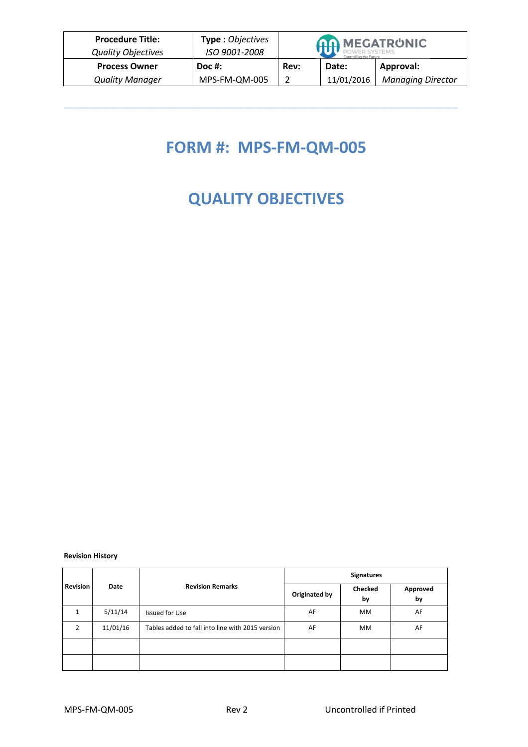| **Procedure Title:** *Quality Objectives* | **Type :** *Objectives* *ISO 9001-2008* | MEGATRONIC POWER SYSTEMS Controlling the Future | | |
|---|---|---|---|---|
| **Process Owner** *Quality Manager* | **Doc #:** MPS-FM-QM-005 | **Rev:** 2 | **Date:** 11/01/2016 | **Approval:** *Managing Director* |

# FORM #: MPS-FM-QM-005

# QUALITY OBJECTIVES

**Revision History**

| Revision | Date | Revision Remarks | Signatures | | |
|---|---|---|---|---|---|
| | | | Originated by | Checked by | Approved by |
| 1 | 5/11/14 | Issued for Use | AF | MM | AF |
| 2 | 11/01/16 | Tables added to fall into line with 2015 version | AF | MM | AF |
| | | | | | |
| | | | | | |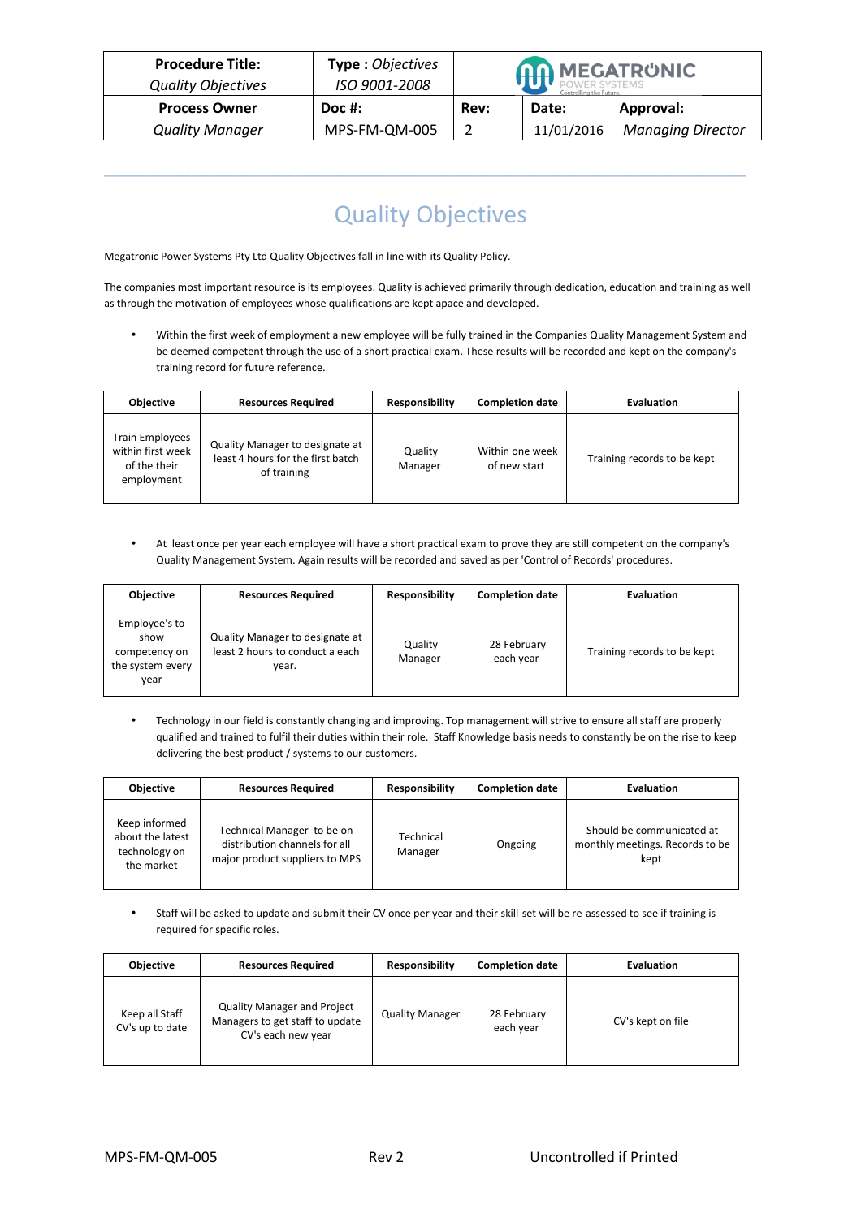| Procedure Title: *Quality Objectives* | Type : *Objectives ISO 9001-2008* | | MEGATRONIC POWER SYSTEMS Controlling the Future | |
|---|---|---|---|---|
| **Process Owner** *Quality Manager* | **Doc #:** MPS-FM-QM-005 | **Rev:** 2 | **Date:** 11/01/2016 | **Approval:** *Managing Director* |

# Quality Objectives

Megatronic Power Systems Pty Ltd Quality Objectives fall in line with its Quality Policy.

The companies most important resource is its employees. Quality is achieved primarily through dedication, education and training as well as through the motivation of employees whose qualifications are kept apace and developed.

- Within the first week of employment a new employee will be fully trained in the Companies Quality Management System and be deemed competent through the use of a short practical exam. These results will be recorded and kept on the company's training record for future reference.

| Objective | Resources Required | Responsibility | Completion date | Evaluation |
|---|---|---|---|---|
| Train Employees within first week of the their employment | Quality Manager to designate at least 4 hours for the first batch of training | Quality Manager | Within one week of new start | Training records to be kept |

- At least once per year each employee will have a short practical exam to prove they are still competent on the company's Quality Management System. Again results will be recorded and saved as per 'Control of Records' procedures.

| Objective | Resources Required | Responsibility | Completion date | Evaluation |
|---|---|---|---|---|
| Employee's to show competency on the system every year | Quality Manager to designate at least 2 hours to conduct a each year. | Quality Manager | 28 February each year | Training records to be kept |

- Technology in our field is constantly changing and improving. Top management will strive to ensure all staff are properly qualified and trained to fulfil their duties within their role. Staff Knowledge basis needs to constantly be on the rise to keep delivering the best product / systems to our customers.

| Objective | Resources Required | Responsibility | Completion date | Evaluation |
|---|---|---|---|---|
| Keep informed about the latest technology on the market | Technical Manager to be on distribution channels for all major product suppliers to MPS | Technical Manager | Ongoing | Should be communicated at monthly meetings. Records to be kept |

- Staff will be asked to update and submit their CV once per year and their skill-set will be re-assessed to see if training is required for specific roles.

| Objective | Resources Required | Responsibility | Completion date | Evaluation |
|---|---|---|---|---|
| Keep all Staff CV's up to date | Quality Manager and Project Managers to get staff to update CV's each new year | Quality Manager | 28 February each year | CV's kept on file |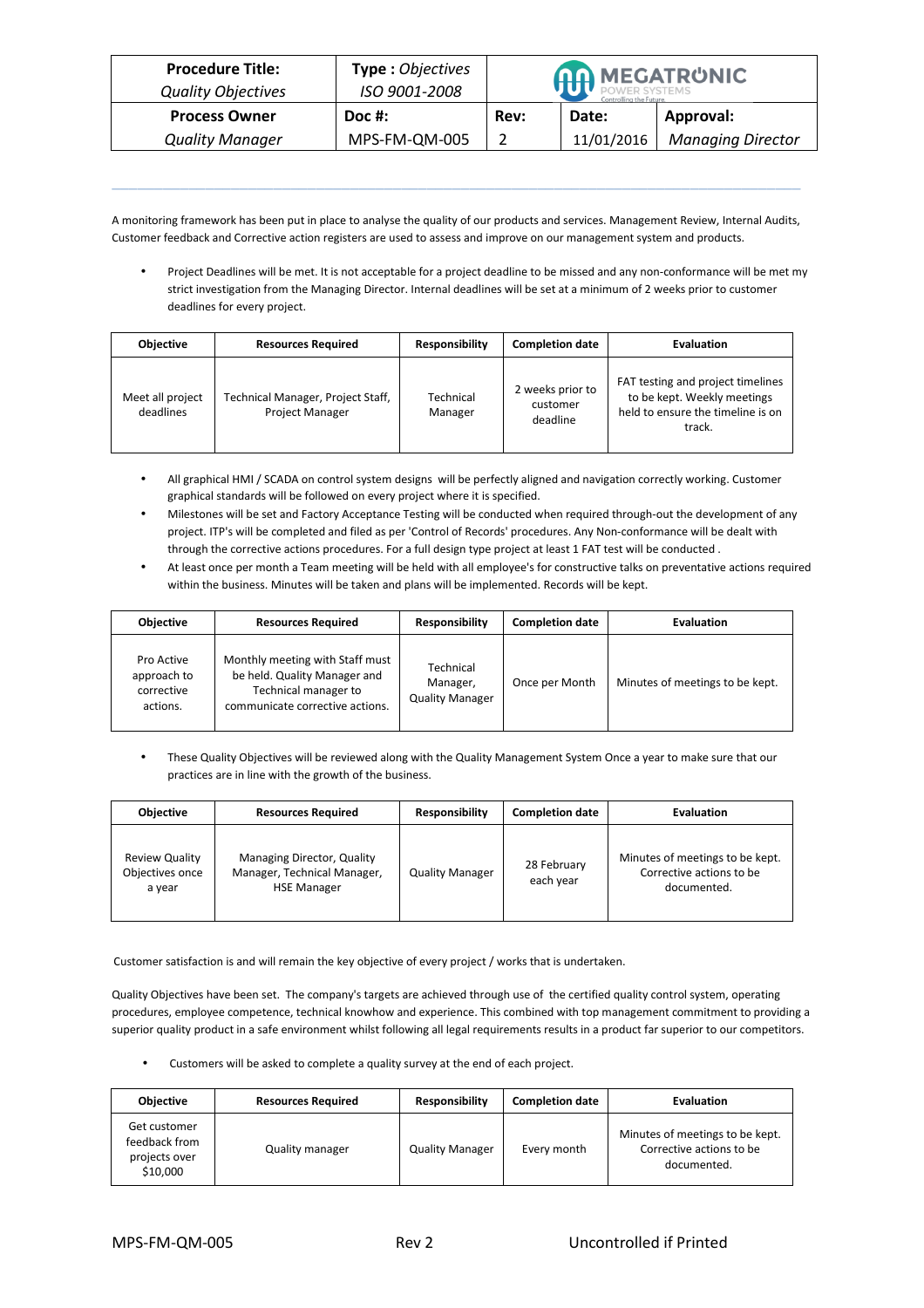| **Procedure Title:** *Quality Objectives* | **Type :** *Objectives ISO 9001-2008* | | MEGATRONIC POWER SYSTEMS Controlling the Future | |
|---|---|---|---|---|
| **Process Owner** *Quality Manager* | **Doc #:** MPS-FM-QM-005 | **Rev:** 2 | **Date:** 11/01/2016 | **Approval:** *Managing Director* |

A monitoring framework has been put in place to analyse the quality of our products and services. Management Review, Internal Audits, Customer feedback and Corrective action registers are used to assess and improve on our management system and products.

- Project Deadlines will be met. It is not acceptable for a project deadline to be missed and any non-conformance will be met my strict investigation from the Managing Director. Internal deadlines will be set at a minimum of 2 weeks prior to customer deadlines for every project.

| Objective | Resources Required | Responsibility | Completion date | Evaluation |
|---|---|---|---|---|
| Meet all project deadlines | Technical Manager, Project Staff, Project Manager | Technical Manager | 2 weeks prior to customer deadline | FAT testing and project timelines to be kept. Weekly meetings held to ensure the timeline is on track. |

- All graphical HMI / SCADA on control system designs will be perfectly aligned and navigation correctly working. Customer graphical standards will be followed on every project where it is specified.
- Milestones will be set and Factory Acceptance Testing will be conducted when required through-out the development of any project. ITP's will be completed and filed as per 'Control of Records' procedures. Any Non-conformance will be dealt with through the corrective actions procedures. For a full design type project at least 1 FAT test will be conducted .
- At least once per month a Team meeting will be held with all employee's for constructive talks on preventative actions required within the business. Minutes will be taken and plans will be implemented. Records will be kept.

| Objective | Resources Required | Responsibility | Completion date | Evaluation |
|---|---|---|---|---|
| Pro Active approach to corrective actions. | Monthly meeting with Staff must be held. Quality Manager and Technical manager to communicate corrective actions. | Technical Manager, Quality Manager | Once per Month | Minutes of meetings to be kept. |

- These Quality Objectives will be reviewed along with the Quality Management System Once a year to make sure that our practices are in line with the growth of the business.

| Objective | Resources Required | Responsibility | Completion date | Evaluation |
|---|---|---|---|---|
| Review Quality Objectives once a year | Managing Director, Quality Manager, Technical Manager, HSE Manager | Quality Manager | 28 February each year | Minutes of meetings to be kept. Corrective actions to be documented. |

Customer satisfaction is and will remain the key objective of every project / works that is undertaken.

Quality Objectives have been set. The company's targets are achieved through use of the certified quality control system, operating procedures, employee competence, technical knowhow and experience. This combined with top management commitment to providing a superior quality product in a safe environment whilst following all legal requirements results in a product far superior to our competitors.

- Customers will be asked to complete a quality survey at the end of each project.

| Objective | Resources Required | Responsibility | Completion date | Evaluation |
|---|---|---|---|---|
| Get customer feedback from projects over $10,000 | Quality manager | Quality Manager | Every month | Minutes of meetings to be kept. Corrective actions to be documented. |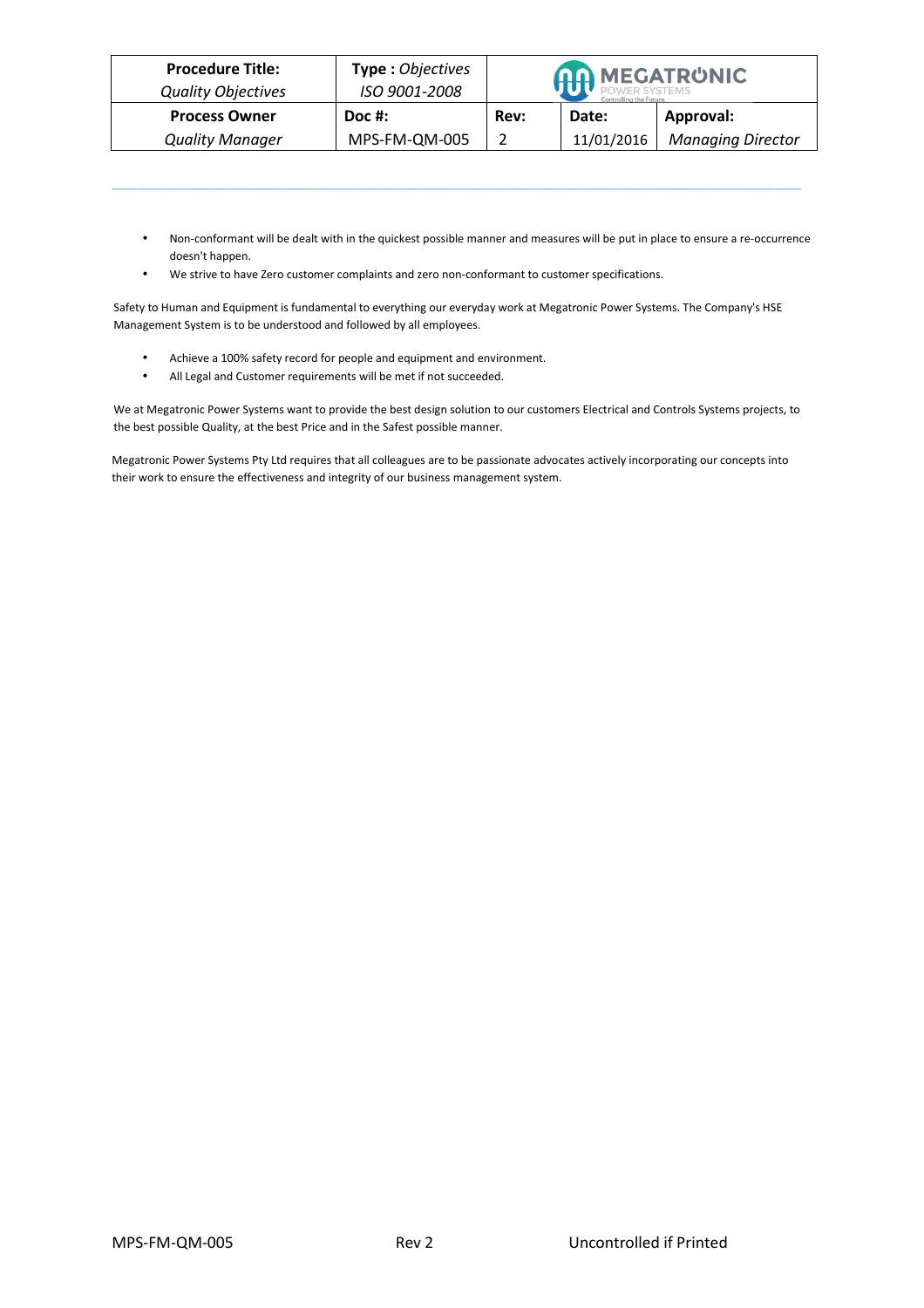- Non-conformant will be dealt with in the quickest possible manner and measures will be put in place to ensure a re-occurrence doesn't happen.
- We strive to have Zero customer complaints and zero non-conformant to customer specifications.

Safety to Human and Equipment is fundamental to everything our everyday work at Megatronic Power Systems. The Company's HSE Management System is to be understood and followed by all employees.

- Achieve a 100% safety record for people and equipment and environment.
- All Legal and Customer requirements will be met if not succeeded.

We at Megatronic Power Systems want to provide the best design solution to our customers Electrical and Controls Systems projects, to the best possible Quality, at the best Price and in the Safest possible manner.

Megatronic Power Systems Pty Ltd requires that all colleagues are to be passionate advocates actively incorporating our concepts into their work to ensure the effectiveness and integrity of our business management system.